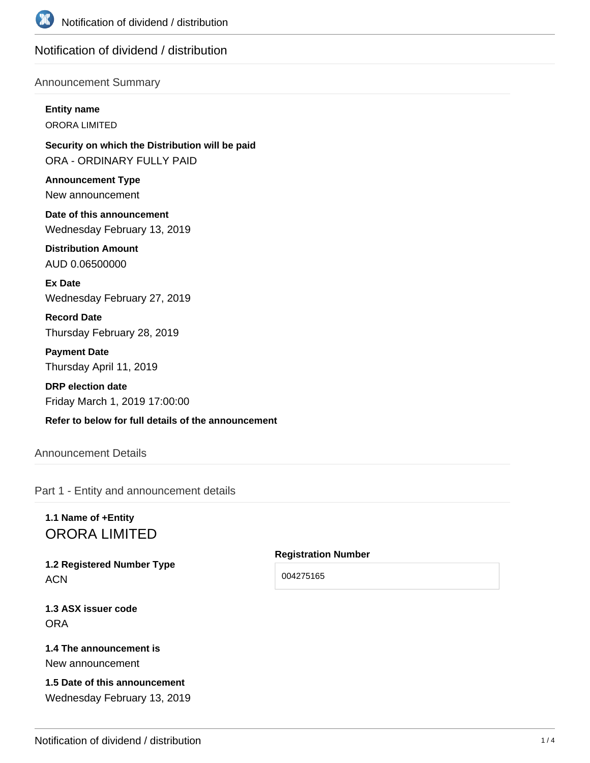# Notification of dividend / distribution

## Announcement Summary

**Entity name**

ORORA LIMITED

**Security on which the Distribution will be paid**

ORA - ORDINARY FULLY PAID

**Announcement Type**

New announcement

**Date of this announcement**

Wednesday February 13, 2019

**Distribution Amount**

AUD 0.06500000

**Ex Date**

Wednesday February 27, 2019

**Record Date**

Thursday February 28, 2019

**Payment Date**

Thursday April 11, 2019

**DRP election date**

Friday March 1, 2019 17:00:00

**Refer to below for full details of the announcement**

## Announcement Details

### Part 1 - Entity and announcement details

**1.1 Name of +Entity**

ORORA LIMITED

**1.2 Registered Number Type**

ACN

**Registration Number**

004275165

**1.3 ASX issuer code**

ORA

**1.4 The announcement is**

New announcement

**1.5 Date of this announcement**

Wednesday February 13, 2019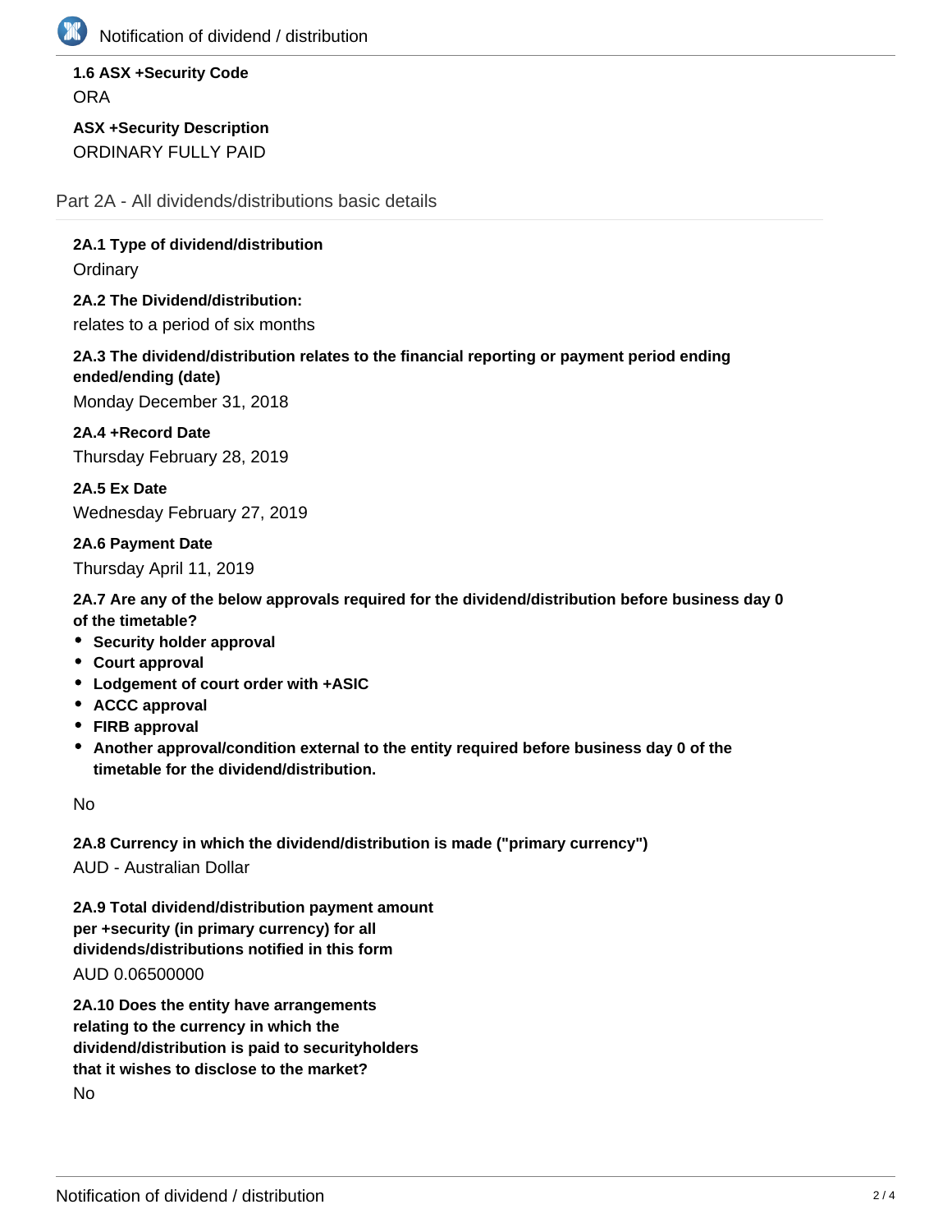**1.6 ASX +Security Code**

ORA

**ASX +Security Description**

ORDINARY FULLY PAID

## Part 2A - All dividends/distributions basic details

**2A.1 Type of dividend/distribution**

Ordinary

**2A.2 The Dividend/distribution:**

relates to a period of six months

**2A.3 The dividend/distribution relates to the financial reporting or payment period ending ended/ending (date)**

Monday December 31, 2018

**2A.4 +Record Date**

Thursday February 28, 2019

**2A.5 Ex Date**

Wednesday February 27, 2019

**2A.6 Payment Date**

Thursday April 11, 2019

**2A.7 Are any of the below approvals required for the dividend/distribution before business day 0 of the timetable?**

- **Security holder approval**
- **Court approval**
- **Lodgement of court order with +ASIC**
- **ACCC approval**
- **FIRB approval**
- **Another approval/condition external to the entity required before business day 0 of the timetable for the dividend/distribution.**

No

**2A.8 Currency in which the dividend/distribution is made ("primary currency")**

AUD - Australian Dollar

**2A.9 Total dividend/distribution payment amount per +security (in primary currency) for all dividends/distributions notified in this form**

AUD 0.06500000

**2A.10 Does the entity have arrangements relating to the currency in which the dividend/distribution is paid to securityholders that it wishes to disclose to the market?**

No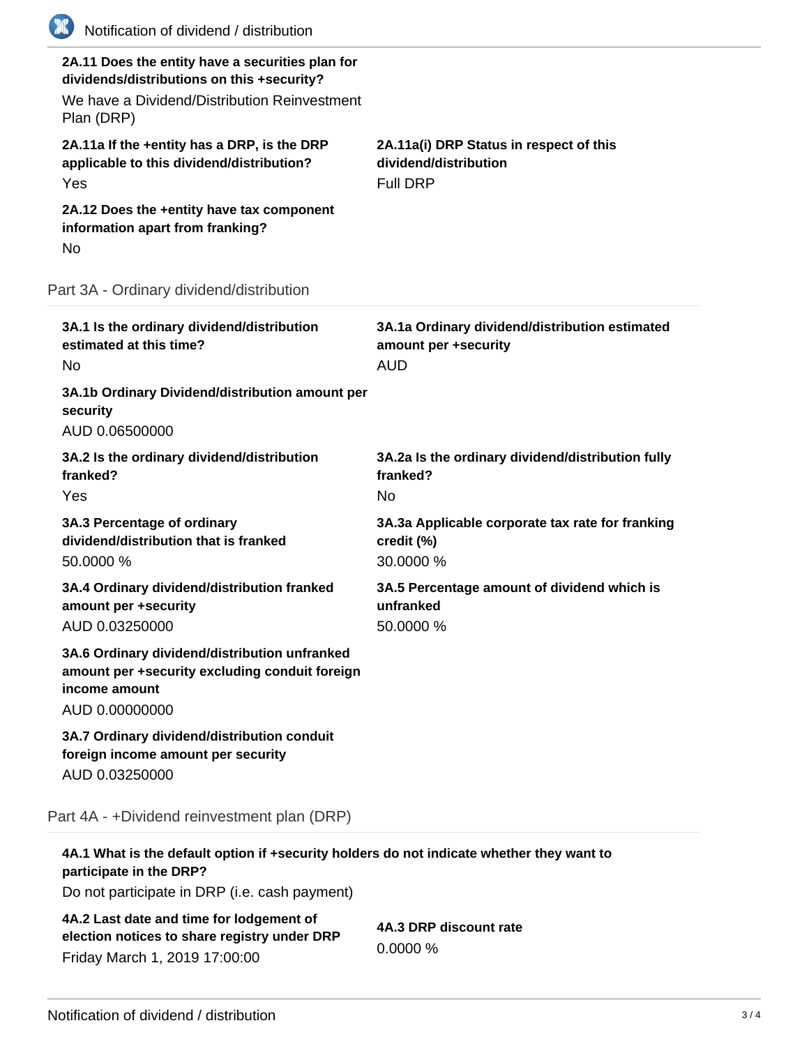**2A.11 Does the entity have a securities plan for dividends/distributions on this +security?**

We have a Dividend/Distribution Reinvestment Plan (DRP)

**2A.11a If the +entity has a DRP, is the DRP applicable to this dividend/distribution?**

Yes

**2A.11a(i) DRP Status in respect of this dividend/distribution**

Full DRP

**2A.12 Does the +entity have tax component information apart from franking?**

No

## Part 3A - Ordinary dividend/distribution

**3A.1 Is the ordinary dividend/distribution estimated at this time?**

No

**3A.1a Ordinary dividend/distribution estimated amount per +security**

AUD

**3A.1b Ordinary Dividend/distribution amount per security**

AUD 0.06500000

**3A.2 Is the ordinary dividend/distribution franked?**

Yes

**3A.2a Is the ordinary dividend/distribution fully franked?**

No

**3A.3 Percentage of ordinary dividend/distribution that is franked**

50.0000 %

**3A.3a Applicable corporate tax rate for franking credit (%)**

30.0000 %

**3A.4 Ordinary dividend/distribution franked amount per +security**

AUD 0.03250000

**3A.5 Percentage amount of dividend which is unfranked**

50.0000 %

**3A.6 Ordinary dividend/distribution unfranked amount per +security excluding conduit foreign income amount**

AUD 0.00000000

**3A.7 Ordinary dividend/distribution conduit foreign income amount per security**

AUD 0.03250000

## Part 4A - +Dividend reinvestment plan (DRP)

**4A.1 What is the default option if +security holders do not indicate whether they want to participate in the DRP?**

Do not participate in DRP (i.e. cash payment)

**4A.2 Last date and time for lodgement of election notices to share registry under DRP**

Friday March 1, 2019 17:00:00

**4A.3 DRP discount rate**

0.0000 %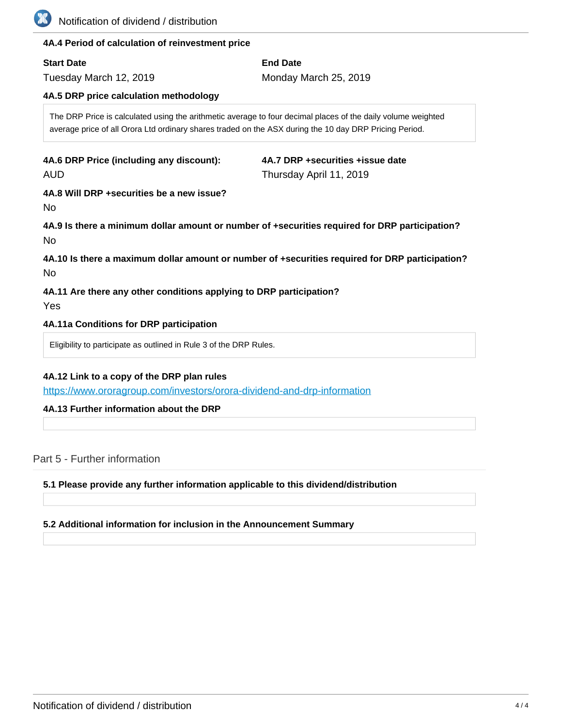#### 4A.4 Period of calculation of reinvestment price

**Start Date**
Tuesday March 12, 2019

**End Date**
Monday March 25, 2019

#### 4A.5 DRP price calculation methodology

The DRP Price is calculated using the arithmetic average to four decimal places of the daily volume weighted average price of all Orora Ltd ordinary shares traded on the ASX during the 10 day DRP Pricing Period.

**4A.6 DRP Price (including any discount):**
AUD

**4A.7 DRP +securities +issue date**
Thursday April 11, 2019

**4A.8 Will DRP +securities be a new issue?**
No

**4A.9 Is there a minimum dollar amount or number of +securities required for DRP participation?**
No

**4A.10 Is there a maximum dollar amount or number of +securities required for DRP participation?**
No

**4A.11 Are there any other conditions applying to DRP participation?**
Yes

**4A.11a Conditions for DRP participation**

Eligibility to participate as outlined in Rule 3 of the DRP Rules.

**4A.12 Link to a copy of the DRP plan rules**
https://www.ororagroup.com/investors/orora-dividend-and-drp-information

**4A.13 Further information about the DRP**

## Part 5 - Further information

**5.1 Please provide any further information applicable to this dividend/distribution**

**5.2 Additional information for inclusion in the Announcement Summary**